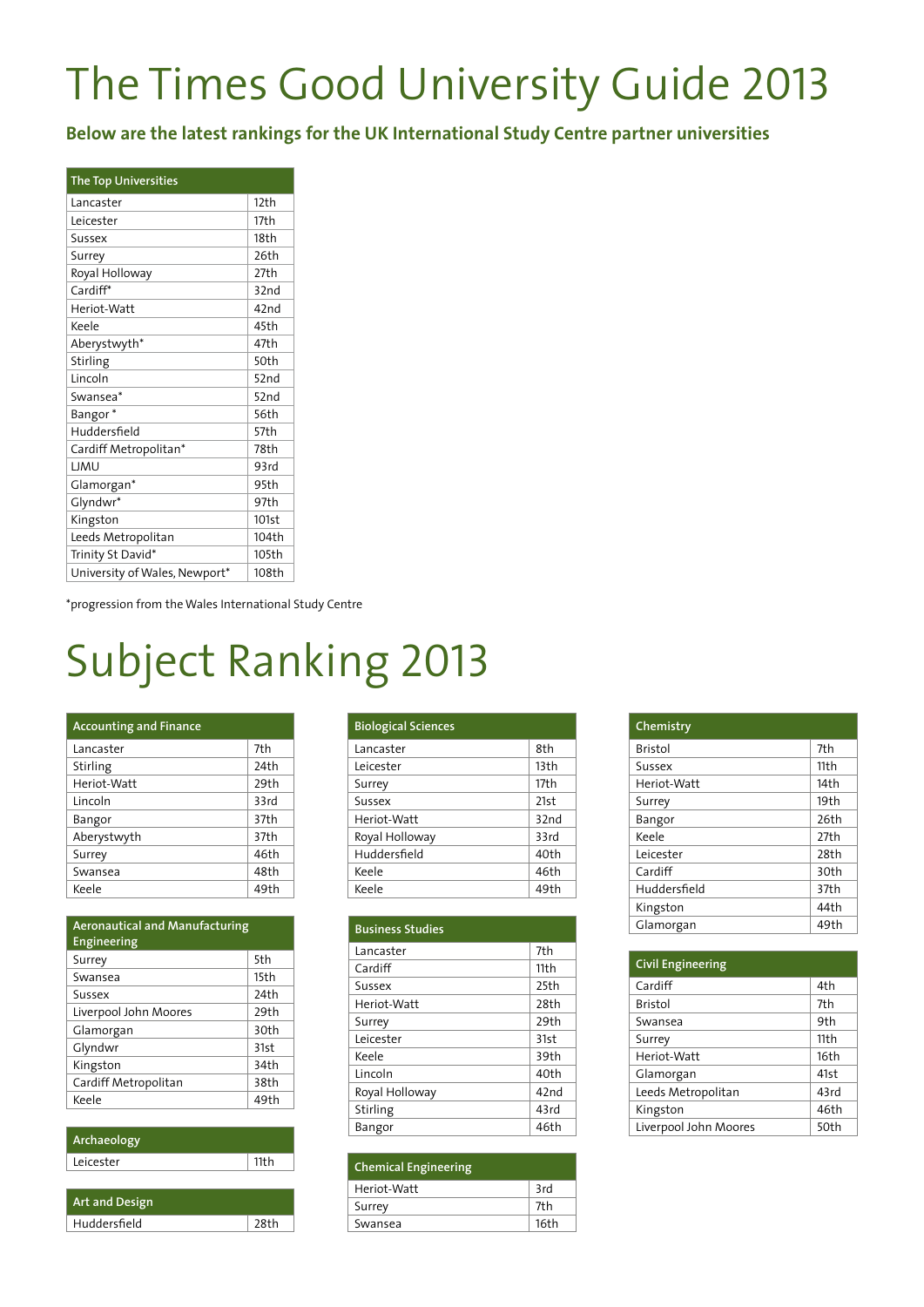# The Times Good University Guide 2013

**Below are the latest rankings for the UK International Study Centre partner universities**

| The Top Universities | |
|---|---|
| Lancaster | 12th |
| Leicester | 17th |
| Sussex | 18th |
| Surrey | 26th |
| Royal Holloway | 27th |
| Cardiff* | 32nd |
| Heriot-Watt | 42nd |
| Keele | 45th |
| Aberystwyth* | 47th |
| Stirling | 50th |
| Lincoln | 52nd |
| Swansea* | 52nd |
| Bangor * | 56th |
| Huddersfield | 57th |
| Cardiff Metropolitan* | 78th |
| LJMU | 93rd |
| Glamorgan* | 95th |
| Glyndwr* | 97th |
| Kingston | 101st |
| Leeds Metropolitan | 104th |
| Trinity St David* | 105th |
| University of Wales, Newport* | 108th |

*progression from the Wales International Study Centre

# Subject Ranking 2013

| Accounting and Finance | |
|---|---|
| Lancaster | 7th |
| Stirling | 24th |
| Heriot-Watt | 29th |
| Lincoln | 33rd |
| Bangor | 37th |
| Aberystwyth | 37th |
| Surrey | 46th |
| Swansea | 48th |
| Keele | 49th |

| Aeronautical and Manufacturing Engineering | |
|---|---|
| Surrey | 5th |
| Swansea | 15th |
| Sussex | 24th |
| Liverpool John Moores | 29th |
| Glamorgan | 30th |
| Glyndwr | 31st |
| Kingston | 34th |
| Cardiff Metropolitan | 38th |
| Keele | 49th |

| Archaeology | |
|---|---|
| Leicester | 11th |

| Art and Design | |
|---|---|
| Huddersfield | 28th |

| Biological Sciences | |
|---|---|
| Lancaster | 8th |
| Leicester | 13th |
| Surrey | 17th |
| Sussex | 21st |
| Heriot-Watt | 32nd |
| Royal Holloway | 33rd |
| Huddersfield | 40th |
| Keele | 46th |
| Keele | 49th |

| Business Studies | |
|---|---|
| Lancaster | 7th |
| Cardiff | 11th |
| Sussex | 25th |
| Heriot-Watt | 28th |
| Surrey | 29th |
| Leicester | 31st |
| Keele | 39th |
| Lincoln | 40th |
| Royal Holloway | 42nd |
| Stirling | 43rd |
| Bangor | 46th |

| Chemical Engineering | |
|---|---|
| Heriot-Watt | 3rd |
| Surrey | 7th |
| Swansea | 16th |

| Chemistry | |
|---|---|
| Bristol | 7th |
| Sussex | 11th |
| Heriot-Watt | 14th |
| Surrey | 19th |
| Bangor | 26th |
| Keele | 27th |
| Leicester | 28th |
| Cardiff | 30th |
| Huddersfield | 37th |
| Kingston | 44th |
| Glamorgan | 49th |

| Civil Engineering | |
|---|---|
| Cardiff | 4th |
| Bristol | 7th |
| Swansea | 9th |
| Surrey | 11th |
| Heriot-Watt | 16th |
| Glamorgan | 41st |
| Leeds Metropolitan | 43rd |
| Kingston | 46th |
| Liverpool John Moores | 50th |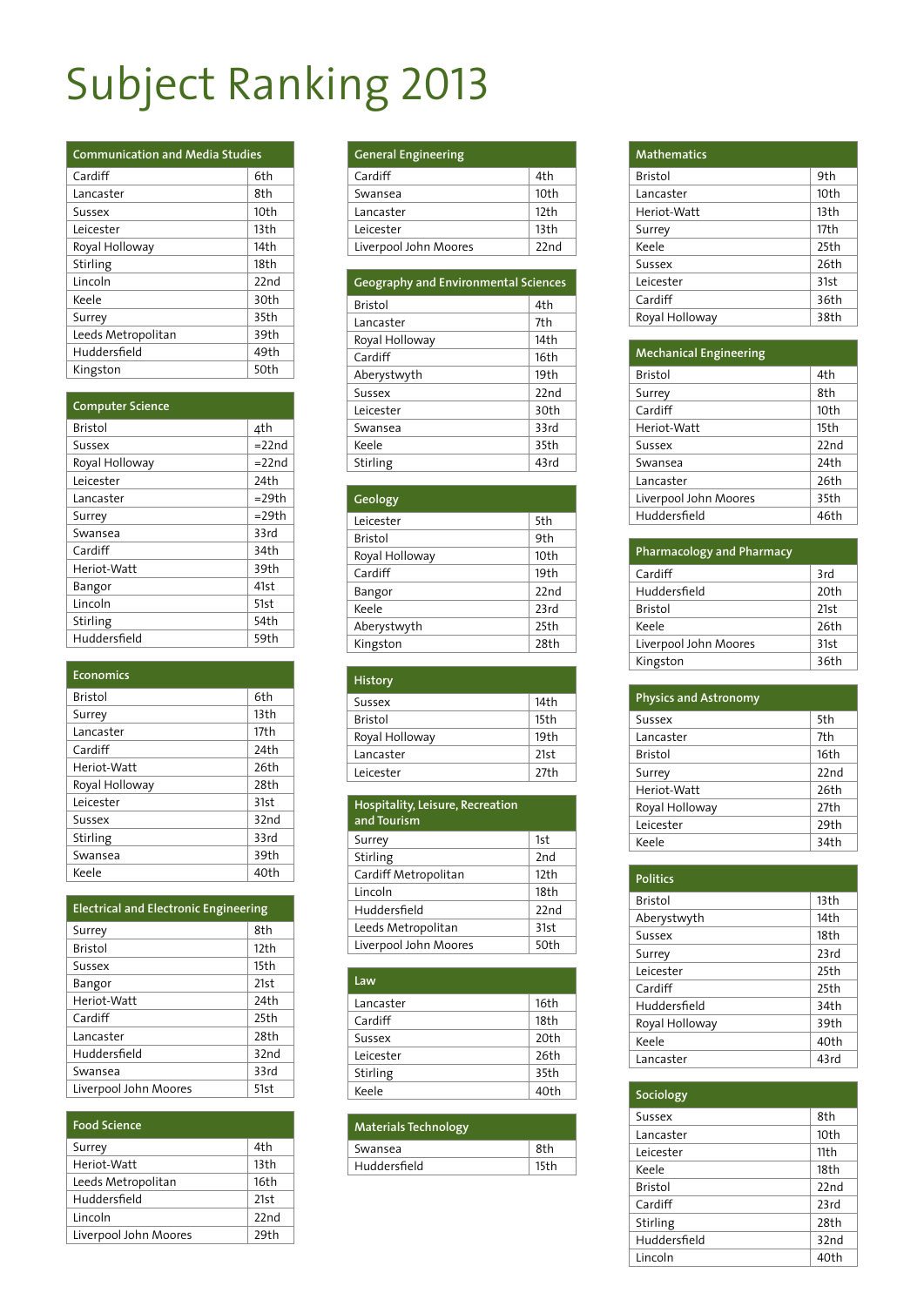# Subject Ranking 2013

| Communication and Media Studies | |
|---|---|
| Cardiff | 6th |
| Lancaster | 8th |
| Sussex | 10th |
| Leicester | 13th |
| Royal Holloway | 14th |
| Stirling | 18th |
| Lincoln | 22nd |
| Keele | 30th |
| Surrey | 35th |
| Leeds Metropolitan | 39th |
| Huddersfield | 49th |
| Kingston | 50th |

| Computer Science | |
|---|---|
| Bristol | 4th |
| Sussex | =22nd |
| Royal Holloway | =22nd |
| Leicester | 24th |
| Lancaster | =29th |
| Surrey | =29th |
| Swansea | 33rd |
| Cardiff | 34th |
| Heriot-Watt | 39th |
| Bangor | 41st |
| Lincoln | 51st |
| Stirling | 54th |
| Huddersfield | 59th |

| Economics | |
|---|---|
| Bristol | 6th |
| Surrey | 13th |
| Lancaster | 17th |
| Cardiff | 24th |
| Heriot-Watt | 26th |
| Royal Holloway | 28th |
| Leicester | 31st |
| Sussex | 32nd |
| Stirling | 33rd |
| Swansea | 39th |
| Keele | 40th |

| Electrical and Electronic Engineering | |
|---|---|
| Surrey | 8th |
| Bristol | 12th |
| Sussex | 15th |
| Bangor | 21st |
| Heriot-Watt | 24th |
| Cardiff | 25th |
| Lancaster | 28th |
| Huddersfield | 32nd |
| Swansea | 33rd |
| Liverpool John Moores | 51st |

| Food Science | |
|---|---|
| Surrey | 4th |
| Heriot-Watt | 13th |
| Leeds Metropolitan | 16th |
| Huddersfield | 21st |
| Lincoln | 22nd |
| Liverpool John Moores | 29th |

| General Engineering | |
|---|---|
| Cardiff | 4th |
| Swansea | 10th |
| Lancaster | 12th |
| Leicester | 13th |
| Liverpool John Moores | 22nd |

| Geography and Environmental Sciences | |
|---|---|
| Bristol | 4th |
| Lancaster | 7th |
| Royal Holloway | 14th |
| Cardiff | 16th |
| Aberystwyth | 19th |
| Sussex | 22nd |
| Leicester | 30th |
| Swansea | 33rd |
| Keele | 35th |
| Stirling | 43rd |

| Geology | |
|---|---|
| Leicester | 5th |
| Bristol | 9th |
| Royal Holloway | 10th |
| Cardiff | 19th |
| Bangor | 22nd |
| Keele | 23rd |
| Aberystwyth | 25th |
| Kingston | 28th |

| History | |
|---|---|
| Sussex | 14th |
| Bristol | 15th |
| Royal Holloway | 19th |
| Lancaster | 21st |
| Leicester | 27th |

| Hospitality, Leisure, Recreation and Tourism | |
|---|---|
| Surrey | 1st |
| Stirling | 2nd |
| Cardiff Metropolitan | 12th |
| Lincoln | 18th |
| Huddersfield | 22nd |
| Leeds Metropolitan | 31st |
| Liverpool John Moores | 50th |

| Law | |
|---|---|
| Lancaster | 16th |
| Cardiff | 18th |
| Sussex | 20th |
| Leicester | 26th |
| Stirling | 35th |
| Keele | 40th |

| Materials Technology | |
|---|---|
| Swansea | 8th |
| Huddersfield | 15th |

| Mathematics | |
|---|---|
| Bristol | 9th |
| Lancaster | 10th |
| Heriot-Watt | 13th |
| Surrey | 17th |
| Keele | 25th |
| Sussex | 26th |
| Leicester | 31st |
| Cardiff | 36th |
| Royal Holloway | 38th |

| Mechanical Engineering | |
|---|---|
| Bristol | 4th |
| Surrey | 8th |
| Cardiff | 10th |
| Heriot-Watt | 15th |
| Sussex | 22nd |
| Swansea | 24th |
| Lancaster | 26th |
| Liverpool John Moores | 35th |
| Huddersfield | 46th |

| Pharmacology and Pharmacy | |
|---|---|
| Cardiff | 3rd |
| Huddersfield | 20th |
| Bristol | 21st |
| Keele | 26th |
| Liverpool John Moores | 31st |
| Kingston | 36th |

| Physics and Astronomy | |
|---|---|
| Sussex | 5th |
| Lancaster | 7th |
| Bristol | 16th |
| Surrey | 22nd |
| Heriot-Watt | 26th |
| Royal Holloway | 27th |
| Leicester | 29th |
| Keele | 34th |

| Politics | |
|---|---|
| Bristol | 13th |
| Aberystwyth | 14th |
| Sussex | 18th |
| Surrey | 23rd |
| Leicester | 25th |
| Cardiff | 25th |
| Huddersfield | 34th |
| Royal Holloway | 39th |
| Keele | 40th |
| Lancaster | 43rd |

| Sociology | |
|---|---|
| Sussex | 8th |
| Lancaster | 10th |
| Leicester | 11th |
| Keele | 18th |
| Bristol | 22nd |
| Cardiff | 23rd |
| Stirling | 28th |
| Huddersfield | 32nd |
| Lincoln | 40th |